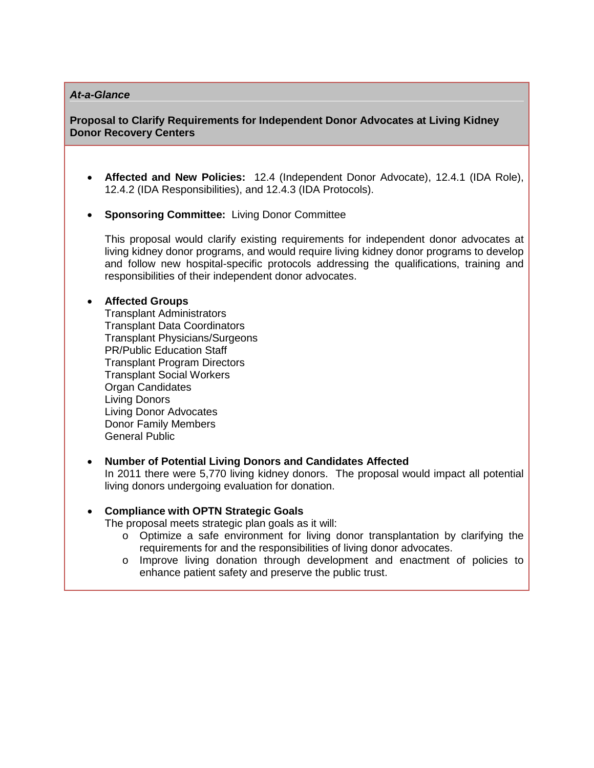***At-a-Glance***

**Proposal to Clarify Requirements for Independent Donor Advocates at Living Kidney Donor Recovery Centers**

- **Affected and New Policies:** 12.4 (Independent Donor Advocate), 12.4.1 (IDA Role), 12.4.2 (IDA Responsibilities), and 12.4.3 (IDA Protocols).

- **Sponsoring Committee:** Living Donor Committee

  This proposal would clarify existing requirements for independent donor advocates at living kidney donor programs, and would require living kidney donor programs to develop and follow new hospital-specific protocols addressing the qualifications, training and responsibilities of their independent donor advocates.

- **Affected Groups**
  Transplant Administrators
  Transplant Data Coordinators
  Transplant Physicians/Surgeons
  PR/Public Education Staff
  Transplant Program Directors
  Transplant Social Workers
  Organ Candidates
  Living Donors
  Living Donor Advocates
  Donor Family Members
  General Public

- **Number of Potential Living Donors and Candidates Affected**
  In 2011 there were 5,770 living kidney donors. The proposal would impact all potential living donors undergoing evaluation for donation.

- **Compliance with OPTN Strategic Goals**
  The proposal meets strategic plan goals as it will:
  - Optimize a safe environment for living donor transplantation by clarifying the requirements for and the responsibilities of living donor advocates.
  - Improve living donation through development and enactment of policies to enhance patient safety and preserve the public trust.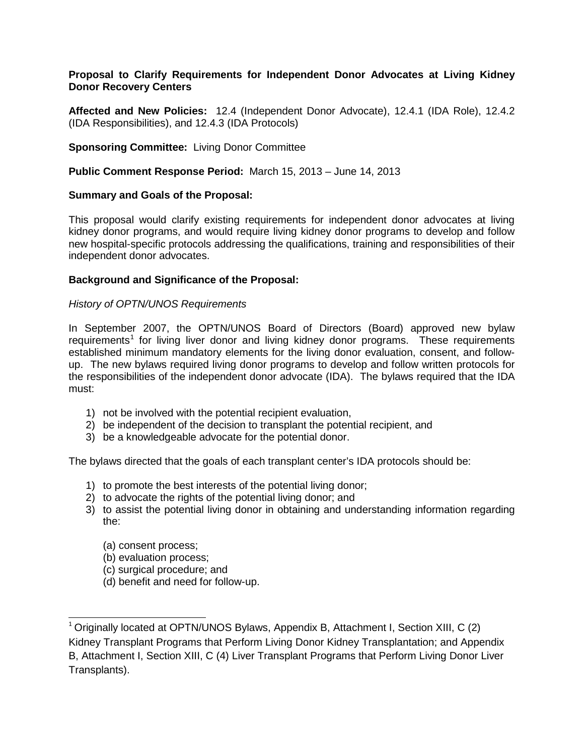**Proposal to Clarify Requirements for Independent Donor Advocates at Living Kidney Donor Recovery Centers**

**Affected and New Policies:** 12.4 (Independent Donor Advocate), 12.4.1 (IDA Role), 12.4.2 (IDA Responsibilities), and 12.4.3 (IDA Protocols)

**Sponsoring Committee:** Living Donor Committee

**Public Comment Response Period:** March 15, 2013 – June 14, 2013

**Summary and Goals of the Proposal:**

This proposal would clarify existing requirements for independent donor advocates at living kidney donor programs, and would require living kidney donor programs to develop and follow new hospital-specific protocols addressing the qualifications, training and responsibilities of their independent donor advocates.

**Background and Significance of the Proposal:**

*History of OPTN/UNOS Requirements*

In September 2007, the OPTN/UNOS Board of Directors (Board) approved new bylaw requirements[1] for living liver donor and living kidney donor programs. These requirements established minimum mandatory elements for the living donor evaluation, consent, and follow-up. The new bylaws required living donor programs to develop and follow written protocols for the responsibilities of the independent donor advocate (IDA). The bylaws required that the IDA must:

1) not be involved with the potential recipient evaluation,
2) be independent of the decision to transplant the potential recipient, and
3) be a knowledgeable advocate for the potential donor.

The bylaws directed that the goals of each transplant center's IDA protocols should be:

1) to promote the best interests of the potential living donor;
2) to advocate the rights of the potential living donor; and
3) to assist the potential living donor in obtaining and understanding information regarding the:

   (a) consent process;
   (b) evaluation process;
   (c) surgical procedure; and
   (d) benefit and need for follow-up.

[1] Originally located at OPTN/UNOS Bylaws, Appendix B, Attachment I, Section XIII, C (2) Kidney Transplant Programs that Perform Living Donor Kidney Transplantation; and Appendix B, Attachment I, Section XIII, C (4) Liver Transplant Programs that Perform Living Donor Liver Transplants).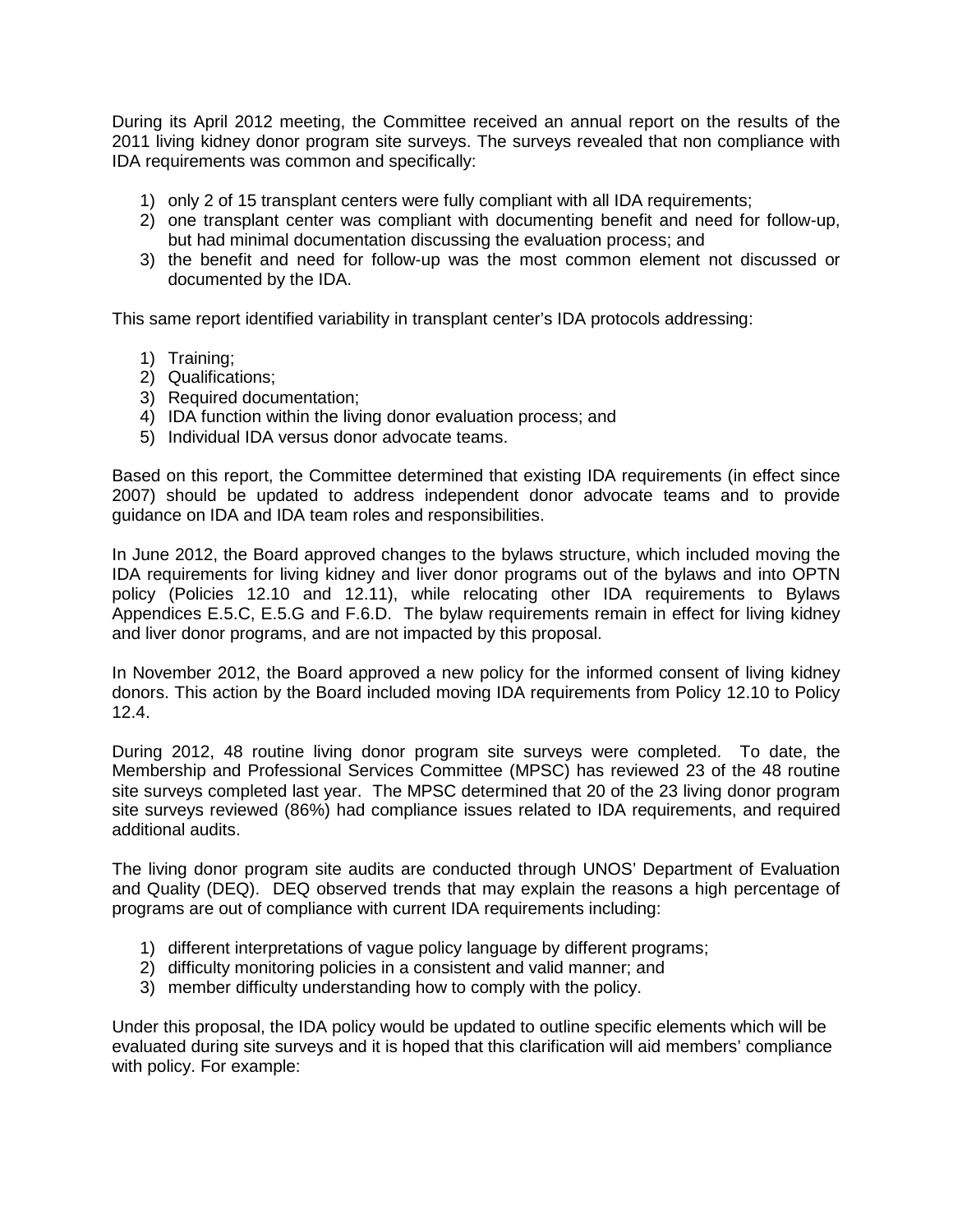During its April 2012 meeting, the Committee received an annual report on the results of the 2011 living kidney donor program site surveys. The surveys revealed that non compliance with IDA requirements was common and specifically:

1) only 2 of 15 transplant centers were fully compliant with all IDA requirements;
2) one transplant center was compliant with documenting benefit and need for follow-up, but had minimal documentation discussing the evaluation process; and
3) the benefit and need for follow-up was the most common element not discussed or documented by the IDA.

This same report identified variability in transplant center's IDA protocols addressing:

1) Training;
2) Qualifications;
3) Required documentation;
4) IDA function within the living donor evaluation process; and
5) Individual IDA versus donor advocate teams.

Based on this report, the Committee determined that existing IDA requirements (in effect since 2007) should be updated to address independent donor advocate teams and to provide guidance on IDA and IDA team roles and responsibilities.

In June 2012, the Board approved changes to the bylaws structure, which included moving the IDA requirements for living kidney and liver donor programs out of the bylaws and into OPTN policy (Policies 12.10 and 12.11), while relocating other IDA requirements to Bylaws Appendices E.5.C, E.5.G and F.6.D. The bylaw requirements remain in effect for living kidney and liver donor programs, and are not impacted by this proposal.

In November 2012, the Board approved a new policy for the informed consent of living kidney donors. This action by the Board included moving IDA requirements from Policy 12.10 to Policy 12.4.

During 2012, 48 routine living donor program site surveys were completed. To date, the Membership and Professional Services Committee (MPSC) has reviewed 23 of the 48 routine site surveys completed last year. The MPSC determined that 20 of the 23 living donor program site surveys reviewed (86%) had compliance issues related to IDA requirements, and required additional audits.

The living donor program site audits are conducted through UNOS' Department of Evaluation and Quality (DEQ). DEQ observed trends that may explain the reasons a high percentage of programs are out of compliance with current IDA requirements including:

1) different interpretations of vague policy language by different programs;
2) difficulty monitoring policies in a consistent and valid manner; and
3) member difficulty understanding how to comply with the policy.

Under this proposal, the IDA policy would be updated to outline specific elements which will be evaluated during site surveys and it is hoped that this clarification will aid members' compliance with policy. For example: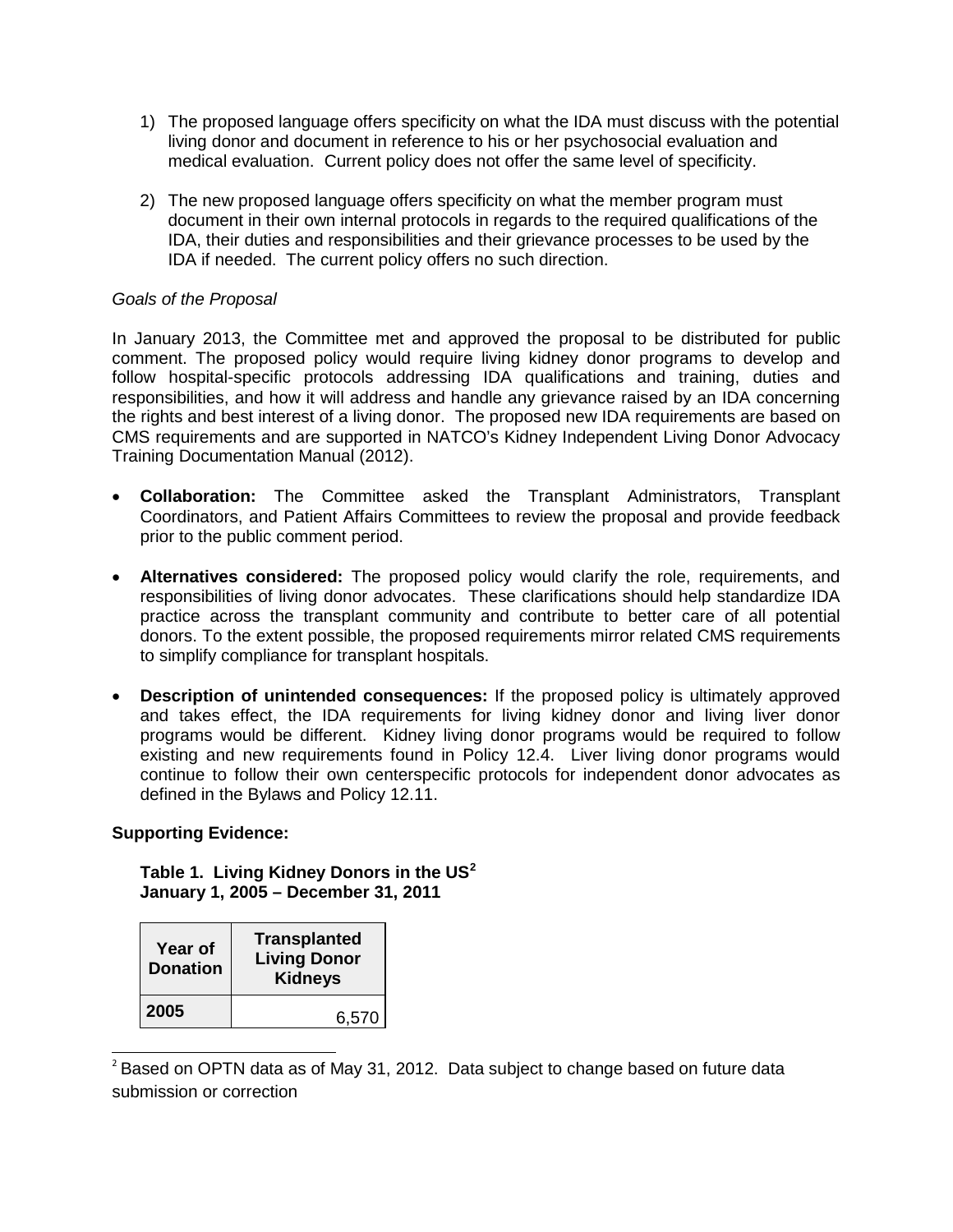1) The proposed language offers specificity on what the IDA must discuss with the potential living donor and document in reference to his or her psychosocial evaluation and medical evaluation. Current policy does not offer the same level of specificity.

2) The new proposed language offers specificity on what the member program must document in their own internal protocols in regards to the required qualifications of the IDA, their duties and responsibilities and their grievance processes to be used by the IDA if needed. The current policy offers no such direction.

*Goals of the Proposal*

In January 2013, the Committee met and approved the proposal to be distributed for public comment. The proposed policy would require living kidney donor programs to develop and follow hospital-specific protocols addressing IDA qualifications and training, duties and responsibilities, and how it will address and handle any grievance raised by an IDA concerning the rights and best interest of a living donor. The proposed new IDA requirements are based on CMS requirements and are supported in NATCO's Kidney Independent Living Donor Advocacy Training Documentation Manual (2012).

- **Collaboration:** The Committee asked the Transplant Administrators, Transplant Coordinators, and Patient Affairs Committees to review the proposal and provide feedback prior to the public comment period.

- **Alternatives considered:** The proposed policy would clarify the role, requirements, and responsibilities of living donor advocates. These clarifications should help standardize IDA practice across the transplant community and contribute to better care of all potential donors. To the extent possible, the proposed requirements mirror related CMS requirements to simplify compliance for transplant hospitals.

- **Description of unintended consequences:** If the proposed policy is ultimately approved and takes effect, the IDA requirements for living kidney donor and living liver donor programs would be different. Kidney living donor programs would be required to follow existing and new requirements found in Policy 12.4. Liver living donor programs would continue to follow their own centerspecific protocols for independent donor advocates as defined in the Bylaws and Policy 12.11.

**Supporting Evidence:**

**Table 1. Living Kidney Donors in the US[2]**
**January 1, 2005 – December 31, 2011**

| Year of Donation | Transplanted Living Donor Kidneys |
|---|---|
| **2005** | 6,570 |

[2] Based on OPTN data as of May 31, 2012. Data subject to change based on future data submission or correction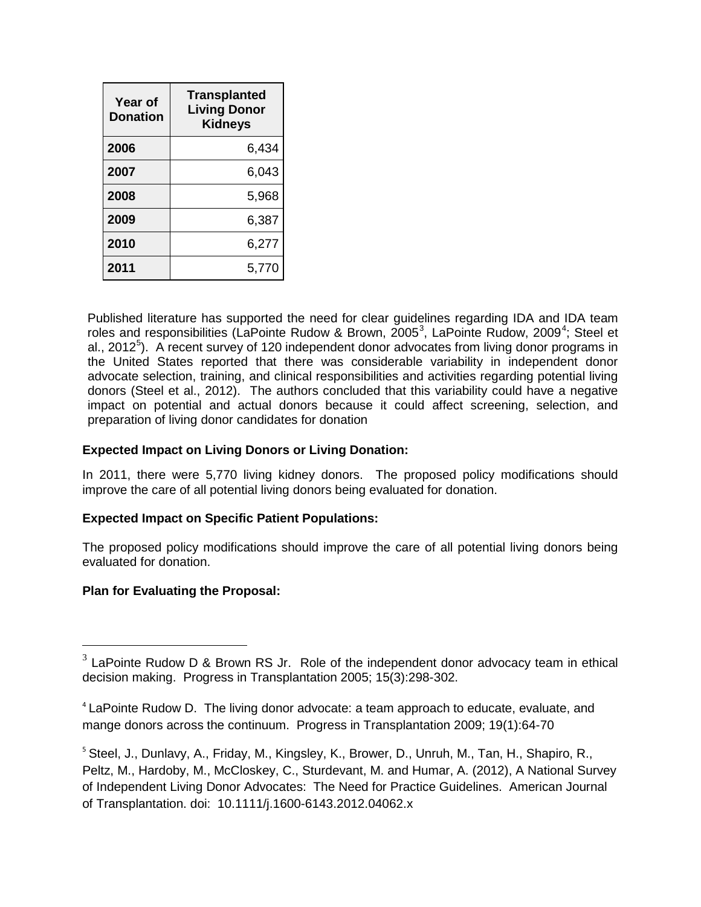| Year of Donation | Transplanted Living Donor Kidneys |
|---|---|
| 2006 | 6,434 |
| 2007 | 6,043 |
| 2008 | 5,968 |
| 2009 | 6,387 |
| 2010 | 6,277 |
| 2011 | 5,770 |

Published literature has supported the need for clear guidelines regarding IDA and IDA team roles and responsibilities (LaPointe Rudow & Brown, 2005[3], LaPointe Rudow, 2009[4]; Steel et al., 2012[5]). A recent survey of 120 independent donor advocates from living donor programs in the United States reported that there was considerable variability in independent donor advocate selection, training, and clinical responsibilities and activities regarding potential living donors (Steel et al., 2012). The authors concluded that this variability could have a negative impact on potential and actual donors because it could affect screening, selection, and preparation of living donor candidates for donation

**Expected Impact on Living Donors or Living Donation:**

In 2011, there were 5,770 living kidney donors. The proposed policy modifications should improve the care of all potential living donors being evaluated for donation.

**Expected Impact on Specific Patient Populations:**

The proposed policy modifications should improve the care of all potential living donors being evaluated for donation.

**Plan for Evaluating the Proposal:**

---

[3] LaPointe Rudow D & Brown RS Jr. Role of the independent donor advocacy team in ethical decision making. Progress in Transplantation 2005; 15(3):298-302.

[4] LaPointe Rudow D. The living donor advocate: a team approach to educate, evaluate, and mange donors across the continuum. Progress in Transplantation 2009; 19(1):64-70

[5] Steel, J., Dunlavy, A., Friday, M., Kingsley, K., Brower, D., Unruh, M., Tan, H., Shapiro, R., Peltz, M., Hardoby, M., McCloskey, C., Sturdevant, M. and Humar, A. (2012), A National Survey of Independent Living Donor Advocates: The Need for Practice Guidelines. American Journal of Transplantation. doi: 10.1111/j.1600-6143.2012.04062.x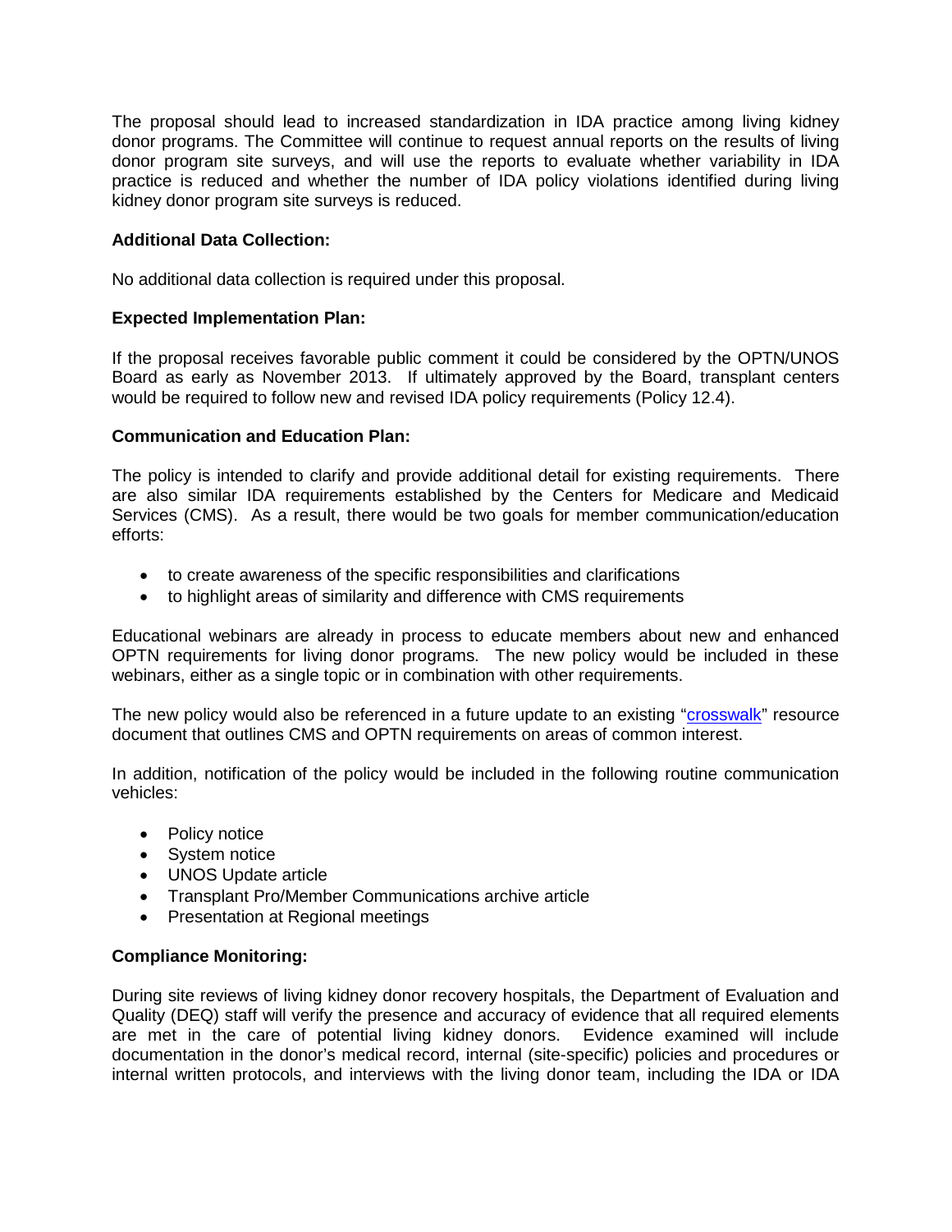The proposal should lead to increased standardization in IDA practice among living kidney donor programs. The Committee will continue to request annual reports on the results of living donor program site surveys, and will use the reports to evaluate whether variability in IDA practice is reduced and whether the number of IDA policy violations identified during living kidney donor program site surveys is reduced.

**Additional Data Collection:**

No additional data collection is required under this proposal.

**Expected Implementation Plan:**

If the proposal receives favorable public comment it could be considered by the OPTN/UNOS Board as early as November 2013. If ultimately approved by the Board, transplant centers would be required to follow new and revised IDA policy requirements (Policy 12.4).

**Communication and Education Plan:**

The policy is intended to clarify and provide additional detail for existing requirements. There are also similar IDA requirements established by the Centers for Medicare and Medicaid Services (CMS). As a result, there would be two goals for member communication/education efforts:

- to create awareness of the specific responsibilities and clarifications
- to highlight areas of similarity and difference with CMS requirements

Educational webinars are already in process to educate members about new and enhanced OPTN requirements for living donor programs. The new policy would be included in these webinars, either as a single topic or in combination with other requirements.

The new policy would also be referenced in a future update to an existing "crosswalk" resource document that outlines CMS and OPTN requirements on areas of common interest.

In addition, notification of the policy would be included in the following routine communication vehicles:

- Policy notice
- System notice
- UNOS Update article
- Transplant Pro/Member Communications archive article
- Presentation at Regional meetings

**Compliance Monitoring:**

During site reviews of living kidney donor recovery hospitals, the Department of Evaluation and Quality (DEQ) staff will verify the presence and accuracy of evidence that all required elements are met in the care of potential living kidney donors. Evidence examined will include documentation in the donor's medical record, internal (site-specific) policies and procedures or internal written protocols, and interviews with the living donor team, including the IDA or IDA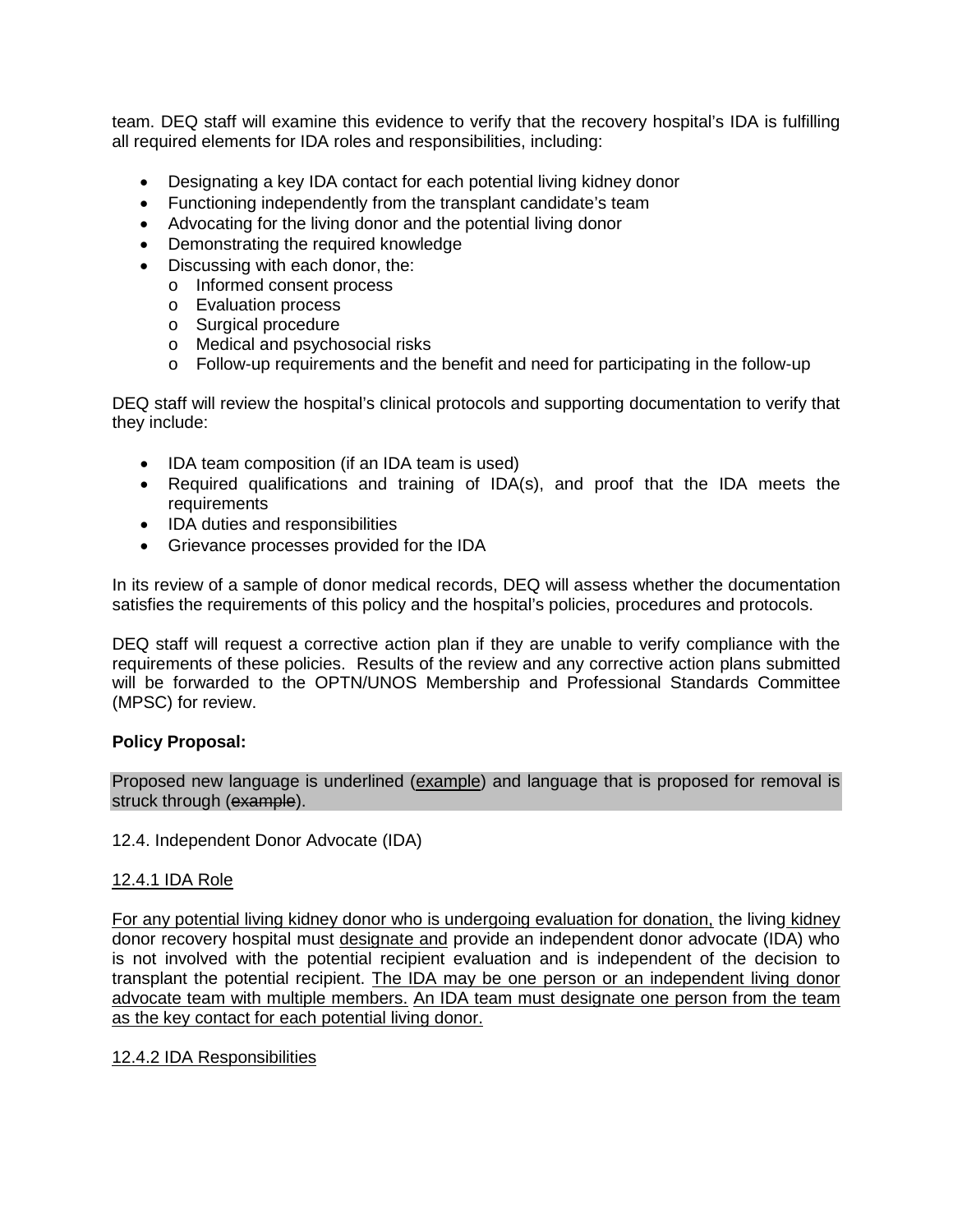team. DEQ staff will examine this evidence to verify that the recovery hospital's IDA is fulfilling all required elements for IDA roles and responsibilities, including:

- Designating a key IDA contact for each potential living kidney donor
- Functioning independently from the transplant candidate's team
- Advocating for the living donor and the potential living donor
- Demonstrating the required knowledge
- Discussing with each donor, the:
    - Informed consent process
    - Evaluation process
    - Surgical procedure
    - Medical and psychosocial risks
    - Follow-up requirements and the benefit and need for participating in the follow-up

DEQ staff will review the hospital's clinical protocols and supporting documentation to verify that they include:

- IDA team composition (if an IDA team is used)
- Required qualifications and training of IDA(s), and proof that the IDA meets the requirements
- IDA duties and responsibilities
- Grievance processes provided for the IDA

In its review of a sample of donor medical records, DEQ will assess whether the documentation satisfies the requirements of this policy and the hospital's policies, procedures and protocols.

DEQ staff will request a corrective action plan if they are unable to verify compliance with the requirements of these policies. Results of the review and any corrective action plans submitted will be forwarded to the OPTN/UNOS Membership and Professional Standards Committee (MPSC) for review.

**Policy Proposal:**

Proposed new language is underlined (<u>example</u>) and language that is proposed for removal is struck through (~~example~~).

12.4. Independent Donor Advocate (IDA)

<u>12.4.1 IDA Role</u>

<u>For any potential living kidney donor who is undergoing evaluation for donation,</u> the living <u>kidney</u> donor recovery hospital must <u>designate and</u> provide an independent donor advocate (IDA) who is not involved with the potential recipient evaluation and is independent of the decision to transplant the potential recipient. <u>The IDA may be one person or an independent living donor advocate team with multiple members.</u> <u>An IDA team must designate one person from the team as the key contact for each potential living donor.</u>

<u>12.4.2 IDA Responsibilities</u>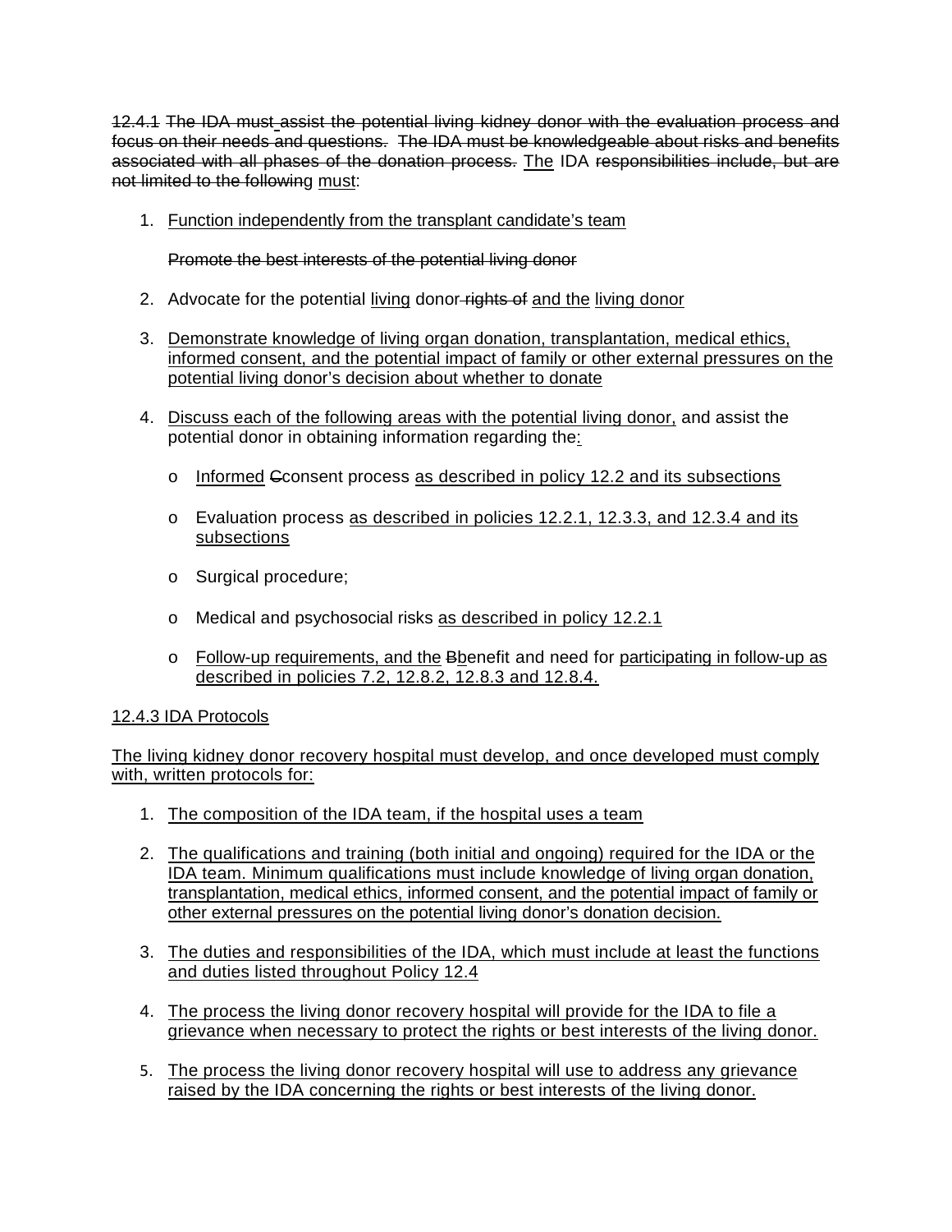~~12.4.1 The IDA must~~ ~~assist the potential living kidney donor with the evaluation process and focus on their needs and questions. The IDA must be knowledgeable about risks and benefits associated with all phases of the donation process.~~ <u>The</u> IDA ~~responsibilities include, but are not limited to the following~~ <u>must</u>:

1. <u>Function independently from the transplant candidate's team</u>

   ~~Promote the best interests of the potential living donor~~

2. Advocate for the potential <u>living</u> donor ~~rights of~~ <u>and the</u> <u>living donor</u>

3. <u>Demonstrate knowledge of living organ donation, transplantation, medical ethics, informed consent, and the potential impact of family or other external pressures on the potential living donor's decision about whether to donate</u>

4. <u>Discuss each of the following areas with the potential living donor,</u> and assist the potential donor in obtaining information regarding the<u>:</u>

   - <u>Informed</u> ~~C~~consent process <u>as described in policy 12.2 and its subsections</u>
   - Evaluation process <u>as described in policies 12.2.1, 12.3.3, and 12.3.4 and its subsections</u>
   - Surgical procedure;
   - Medical and psychosocial risks <u>as described in policy 12.2.1</u>
   - <u>Follow-up requirements, and the</u> ~~B~~<u>b</u>enefit and need for <u>participating in follow-up as described in policies 7.2, 12.8.2, 12.8.3 and 12.8.4.</u>

<u>12.4.3 IDA Protocols</u>

<u>The living kidney donor recovery hospital must develop, and once developed must comply with, written protocols for:</u>

1. <u>The composition of the IDA team, if the hospital uses a team</u>

2. <u>The qualifications and training (both initial and ongoing) required for the IDA or the IDA team. Minimum qualifications must include knowledge of living organ donation, transplantation, medical ethics, informed consent, and the potential impact of family or other external pressures on the potential living donor's donation decision.</u>

3. <u>The duties and responsibilities of the IDA, which must include at least the functions and duties listed throughout Policy 12.4</u>

4. <u>The process the living donor recovery hospital will provide for the IDA to file a grievance when necessary to protect the rights or best interests of the living donor.</u>

5. <u>The process the living donor recovery hospital will use to address any grievance raised by the IDA concerning the rights or best interests of the living donor.</u>